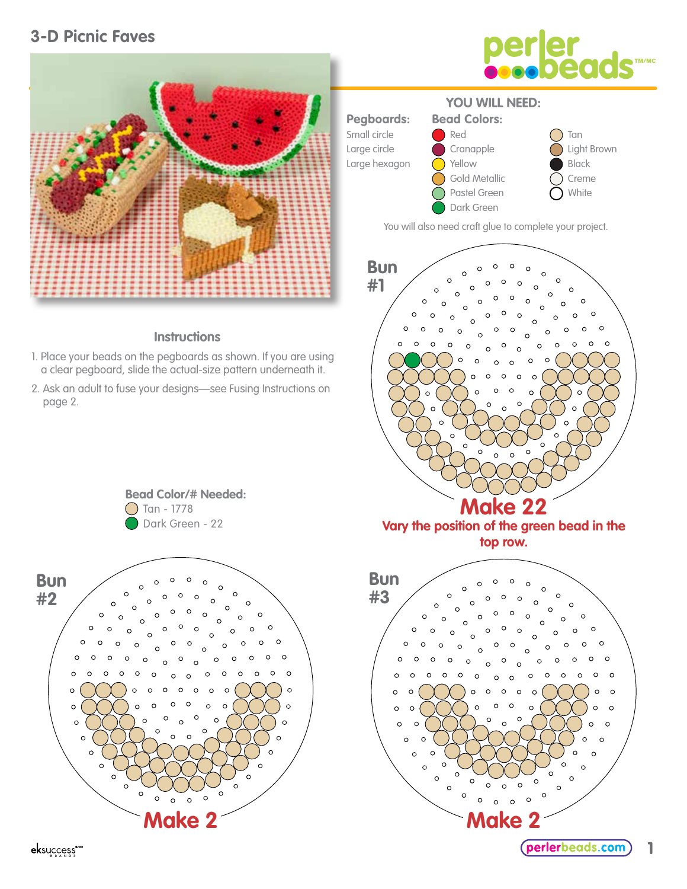# 3-D Picnic Faves

## YOU WILL NEED:

**Pegboards:**
- Small circle
- Large circle
- Large hexagon

**Bead Colors:**
- Red
- Cranapple
- Yellow
- Gold Metallic
- Pastel Green
- Dark Green
- Tan
- Light Brown
- Black
- Creme
- White

You will also need craft glue to complete your project.

## Instructions

1. Place your beads on the pegboards as shown. If you are using a clear pegboard, slide the actual-size pattern underneath it.
2. Ask an adult to fuse your designs—see Fusing Instructions on page 2.

**Bead Color/# Needed:**
- Tan - 1778
- Dark Green - 22

### Bun #1

**Make 22**

Vary the position of the green bead in the top row.

### Bun #2

**Make 2**

### Bun #3

**Make 2**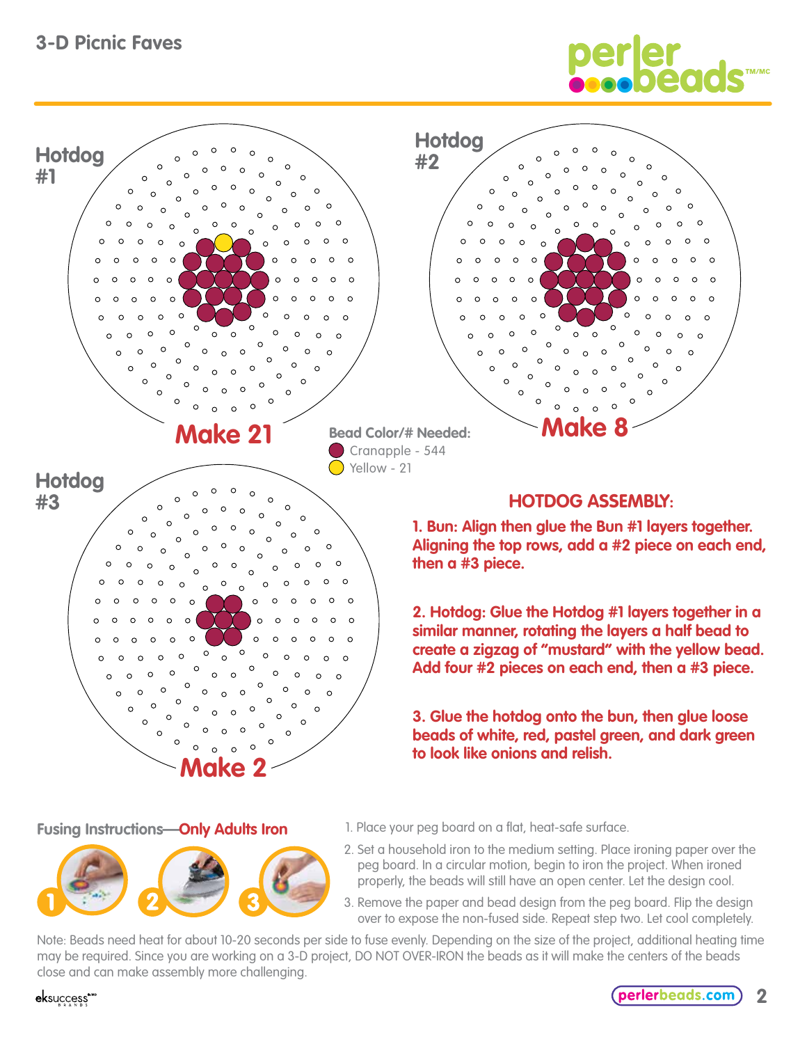# 3-D Picnic Faves

**Hotdog #1**

**Make 21**

**Hotdog #2**

**Make 8**

**Hotdog #3**

**Make 2**

**Bead Color/# Needed:**

- Cranapple - 544
- Yellow - 21

## HOTDOG ASSEMBLY:

**1. Bun: Align then glue the Bun #1 layers together. Aligning the top rows, add a #2 piece on each end, then a #3 piece.**

**2. Hotdog: Glue the Hotdog #1 layers together in a similar manner, rotating the layers a half bead to create a zigzag of "mustard" with the yellow bead. Add four #2 pieces on each end, then a #3 piece.**

**3. Glue the hotdog onto the bun, then glue loose beads of white, red, pastel green, and dark green to look like onions and relish.**

**Fusing Instructions—Only Adults Iron**

1. Place your peg board on a flat, heat-safe surface.
2. Set a household iron to the medium setting. Place ironing paper over the peg board. In a circular motion, begin to iron the project. When ironed properly, the beads will still have an open center. Let the design cool.
3. Remove the paper and bead design from the peg board. Flip the design over to expose the non-fused side. Repeat step two. Let cool completely.

Note: Beads need heat for about 10-20 seconds per side to fuse evenly. Depending on the size of the project, additional heating time may be required. Since you are working on a 3-D project, DO NOT OVER-IRON the beads as it will make the centers of the beads close and can make assembly more challenging.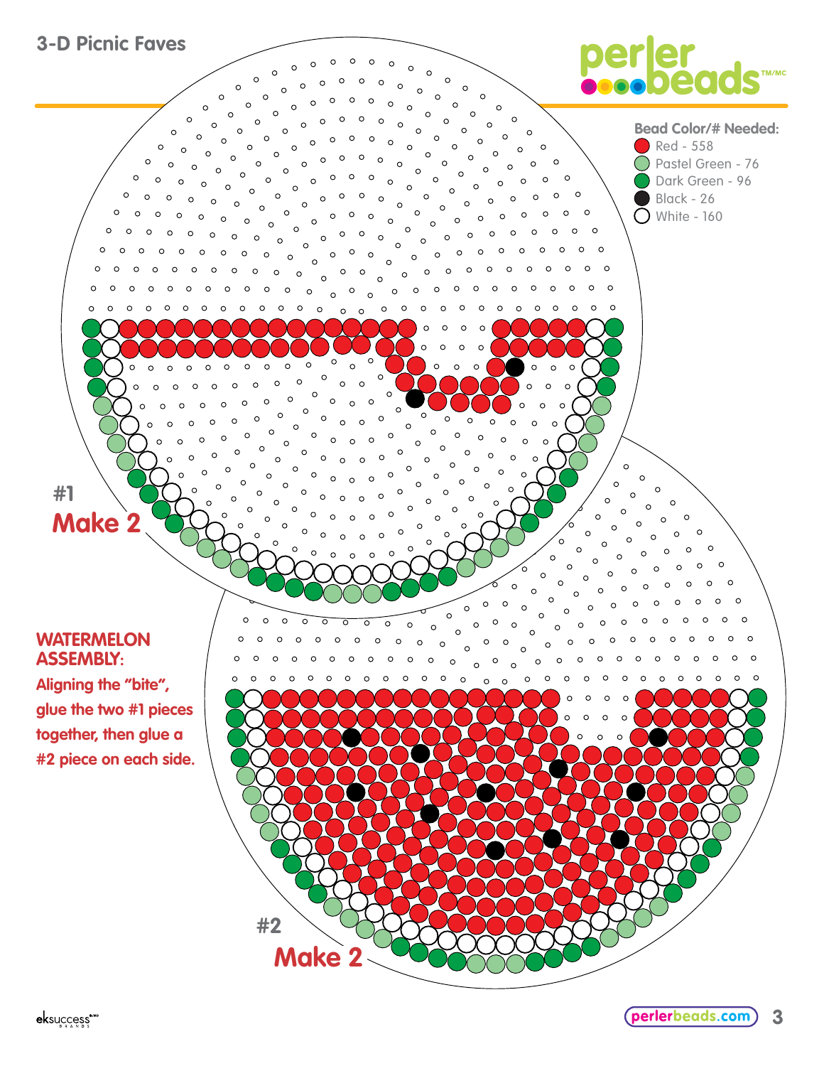## 3-D Picnic Faves

**Bead Color/# Needed:**

- Red - 558
- Pastel Green - 76
- Dark Green - 96
- Black - 26
- White - 160

#1

**Make 2**

**WATERMELON ASSEMBLY:**

**Aligning the "bite", glue the two #1 pieces together, then glue a #2 piece on each side.**

#2

**Make 2**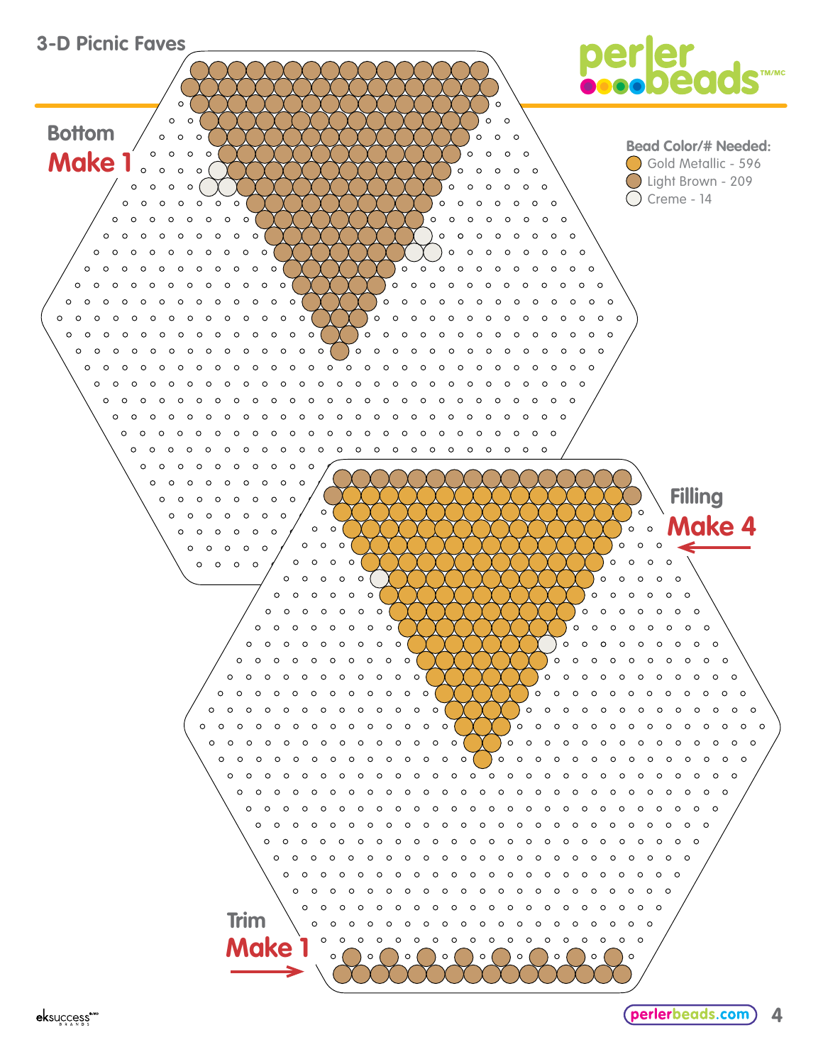# 3-D Picnic Faves

**Bead Color/# Needed:**

- Gold Metallic - 596
- Light Brown - 209
- Creme - 14

## Bottom
**Make 1**

## Filling
**Make 4**

## Trim
**Make 1**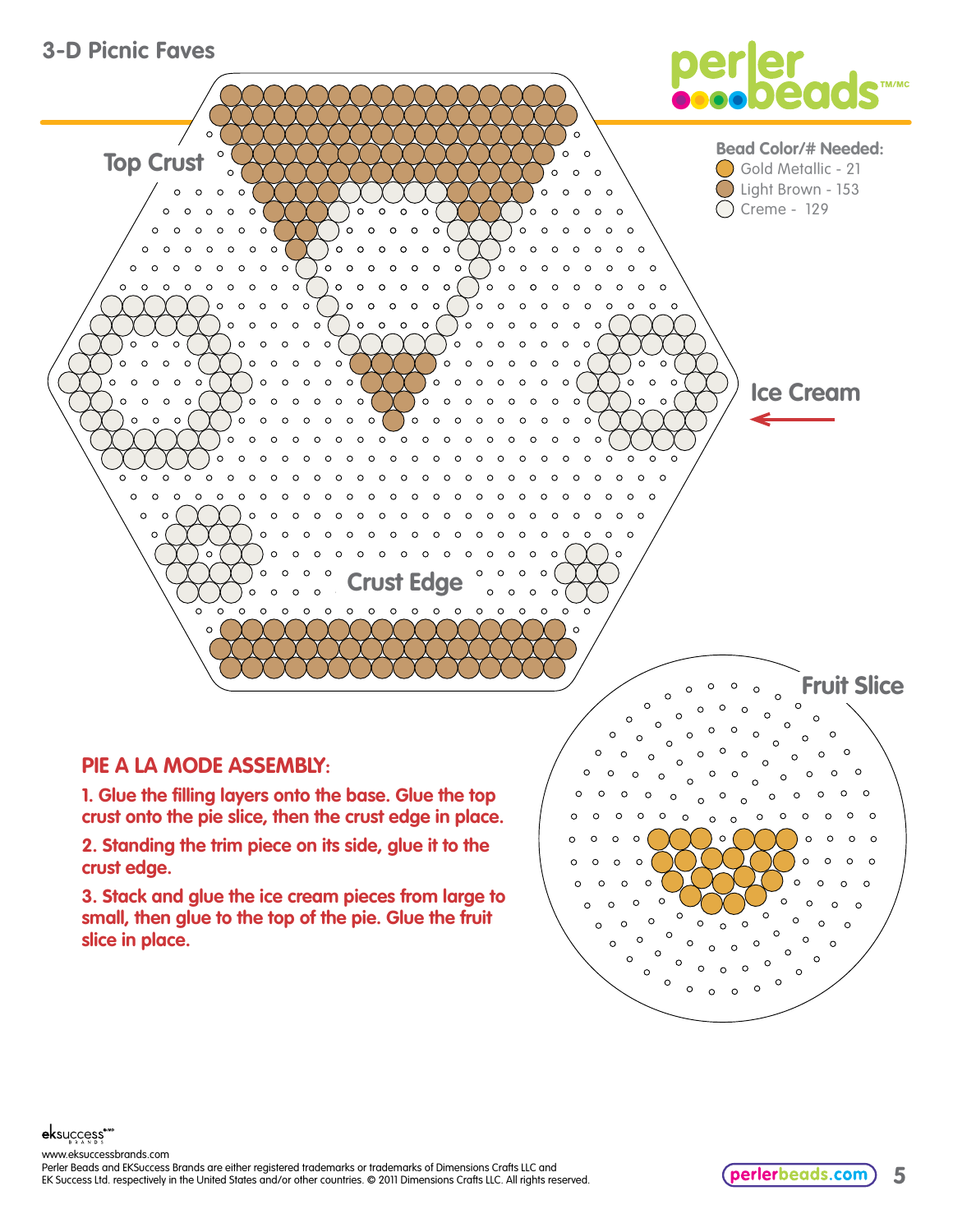## 3-D Picnic Faves

Top Crust

Ice Cream

Crust Edge

Fruit Slice

**Bead Color/# Needed:**

- Gold Metallic - 21
- Light Brown - 153
- Creme - 129

### PIE A LA MODE ASSEMBLY:

1. Glue the filling layers onto the base. Glue the top crust onto the pie slice, then the crust edge in place.
2. Standing the trim piece on its side, glue it to the crust edge.
3. Stack and glue the ice cream pieces from large to small, then glue to the top of the pie. Glue the fruit slice in place.

www.eksuccessbrands.com
Perler Beads and EKSuccess Brands are either registered trademarks or trademarks of Dimensions Crafts LLC and EK Success Ltd. respectively in the United States and/or other countries. © 2011 Dimensions Crafts LLC. All rights reserved.

perlerbeads.com